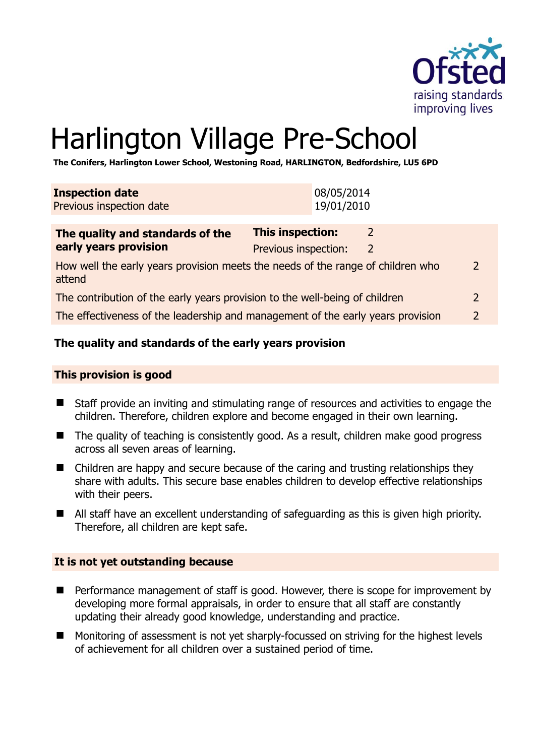# Harlington Village Pre-School

**The Conifers, Harlington Lower School, Westoning Road, HARLINGTON, Bedfordshire, LU5 6PD**

| **Inspection date** | 08/05/2014 |
| --- | --- |
| Previous inspection date | 19/01/2010 |

| **The quality and standards of the early years provision** | **This inspection:** 2 |
| --- | --- |
| | Previous inspection: 2 |
| How well the early years provision meets the needs of the range of children who attend | 2 |
| The contribution of the early years provision to the well-being of children | 2 |
| The effectiveness of the leadership and management of the early years provision | 2 |

## The quality and standards of the early years provision

### This provision is good

- Staff provide an inviting and stimulating range of resources and activities to engage the children. Therefore, children explore and become engaged in their own learning.
- The quality of teaching is consistently good. As a result, children make good progress across all seven areas of learning.
- Children are happy and secure because of the caring and trusting relationships they share with adults. This secure base enables children to develop effective relationships with their peers.
- All staff have an excellent understanding of safeguarding as this is given high priority. Therefore, all children are kept safe.

### It is not yet outstanding because

- Performance management of staff is good. However, there is scope for improvement by developing more formal appraisals, in order to ensure that all staff are constantly updating their already good knowledge, understanding and practice.
- Monitoring of assessment is not yet sharply-focussed on striving for the highest levels of achievement for all children over a sustained period of time.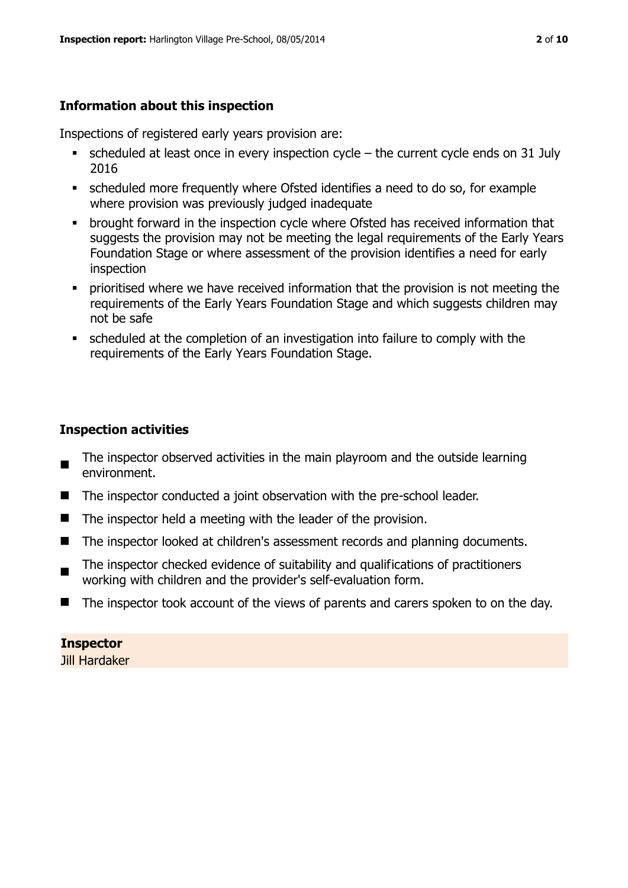## Information about this inspection

Inspections of registered early years provision are:

- scheduled at least once in every inspection cycle – the current cycle ends on 31 July 2016
- scheduled more frequently where Ofsted identifies a need to do so, for example where provision was previously judged inadequate
- brought forward in the inspection cycle where Ofsted has received information that suggests the provision may not be meeting the legal requirements of the Early Years Foundation Stage or where assessment of the provision identifies a need for early inspection
- prioritised where we have received information that the provision is not meeting the requirements of the Early Years Foundation Stage and which suggests children may not be safe
- scheduled at the completion of an investigation into failure to comply with the requirements of the Early Years Foundation Stage.

## Inspection activities

- The inspector observed activities in the main playroom and the outside learning environment.
- The inspector conducted a joint observation with the pre-school leader.
- The inspector held a meeting with the leader of the provision.
- The inspector looked at children's assessment records and planning documents.
- The inspector checked evidence of suitability and qualifications of practitioners working with children and the provider's self-evaluation form.
- The inspector took account of the views of parents and carers spoken to on the day.

**Inspector**
Jill Hardaker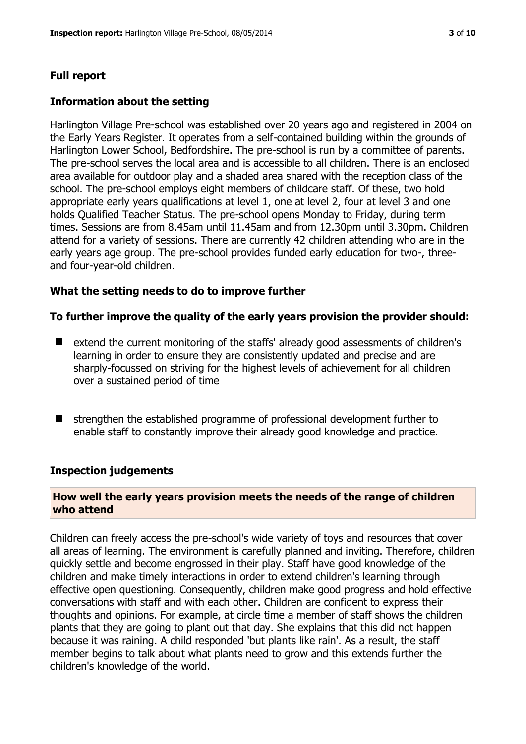## Full report

### Information about the setting

Harlington Village Pre-school was established over 20 years ago and registered in 2004 on the Early Years Register. It operates from a self-contained building within the grounds of Harlington Lower School, Bedfordshire. The pre-school is run by a committee of parents. The pre-school serves the local area and is accessible to all children. There is an enclosed area available for outdoor play and a shaded area shared with the reception class of the school. The pre-school employs eight members of childcare staff. Of these, two hold appropriate early years qualifications at level 1, one at level 2, four at level 3 and one holds Qualified Teacher Status. The pre-school opens Monday to Friday, during term times. Sessions are from 8.45am until 11.45am and from 12.30pm until 3.30pm. Children attend for a variety of sessions. There are currently 42 children attending who are in the early years age group. The pre-school provides funded early education for two-, three- and four-year-old children.

### What the setting needs to do to improve further

#### To further improve the quality of the early years provision the provider should:

- extend the current monitoring of the staffs' already good assessments of children's learning in order to ensure they are consistently updated and precise and are sharply-focussed on striving for the highest levels of achievement for all children over a sustained period of time
- strengthen the established programme of professional development further to enable staff to constantly improve their already good knowledge and practice.

### Inspection judgements

#### How well the early years provision meets the needs of the range of children who attend

Children can freely access the pre-school's wide variety of toys and resources that cover all areas of learning. The environment is carefully planned and inviting. Therefore, children quickly settle and become engrossed in their play. Staff have good knowledge of the children and make timely interactions in order to extend children's learning through effective open questioning. Consequently, children make good progress and hold effective conversations with staff and with each other. Children are confident to express their thoughts and opinions. For example, at circle time a member of staff shows the children plants that they are going to plant out that day. She explains that this did not happen because it was raining. A child responded 'but plants like rain'. As a result, the staff member begins to talk about what plants need to grow and this extends further the children's knowledge of the world.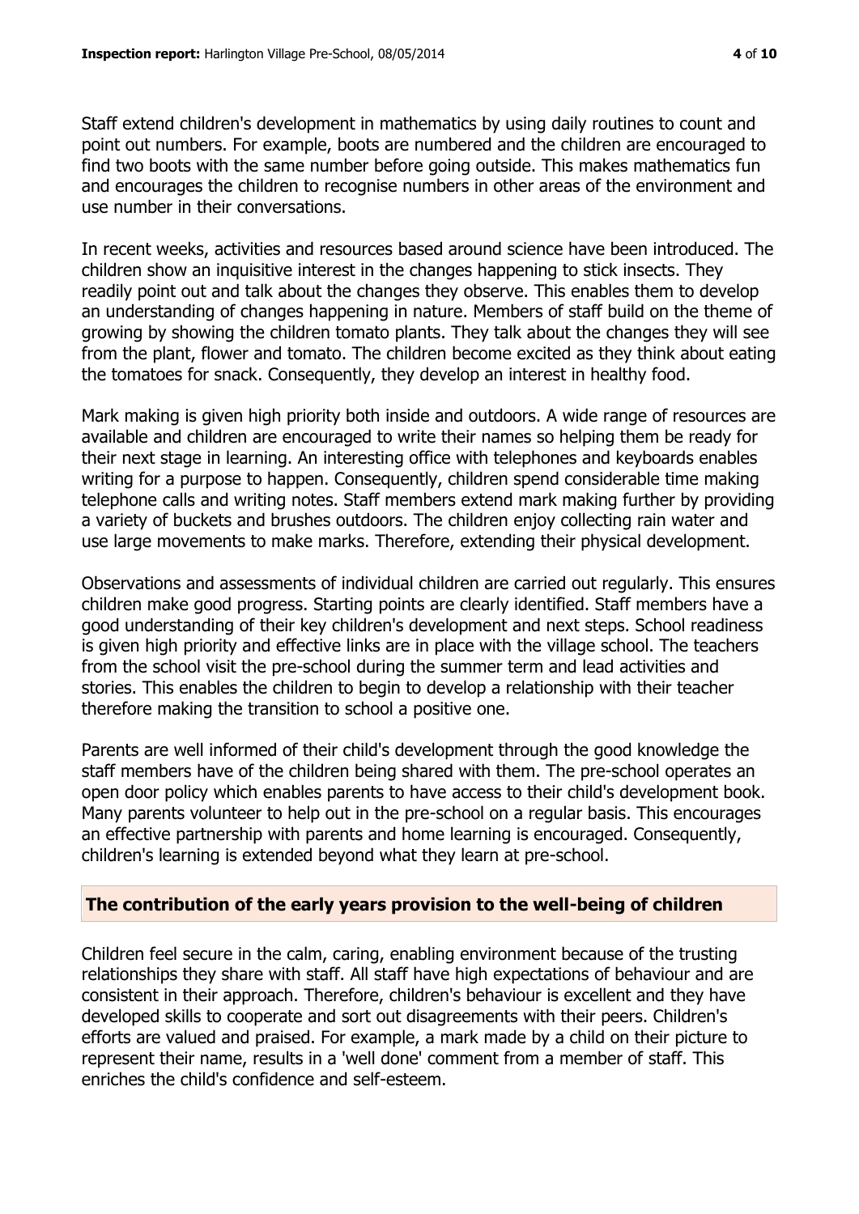Staff extend children's development in mathematics by using daily routines to count and point out numbers. For example, boots are numbered and the children are encouraged to find two boots with the same number before going outside. This makes mathematics fun and encourages the children to recognise numbers in other areas of the environment and use number in their conversations.

In recent weeks, activities and resources based around science have been introduced. The children show an inquisitive interest in the changes happening to stick insects. They readily point out and talk about the changes they observe. This enables them to develop an understanding of changes happening in nature. Members of staff build on the theme of growing by showing the children tomato plants. They talk about the changes they will see from the plant, flower and tomato. The children become excited as they think about eating the tomatoes for snack. Consequently, they develop an interest in healthy food.

Mark making is given high priority both inside and outdoors. A wide range of resources are available and children are encouraged to write their names so helping them be ready for their next stage in learning. An interesting office with telephones and keyboards enables writing for a purpose to happen. Consequently, children spend considerable time making telephone calls and writing notes. Staff members extend mark making further by providing a variety of buckets and brushes outdoors. The children enjoy collecting rain water and use large movements to make marks. Therefore, extending their physical development.

Observations and assessments of individual children are carried out regularly. This ensures children make good progress. Starting points are clearly identified. Staff members have a good understanding of their key children's development and next steps. School readiness is given high priority and effective links are in place with the village school. The teachers from the school visit the pre-school during the summer term and lead activities and stories. This enables the children to begin to develop a relationship with their teacher therefore making the transition to school a positive one.

Parents are well informed of their child's development through the good knowledge the staff members have of the children being shared with them. The pre-school operates an open door policy which enables parents to have access to their child's development book. Many parents volunteer to help out in the pre-school on a regular basis. This encourages an effective partnership with parents and home learning is encouraged. Consequently, children's learning is extended beyond what they learn at pre-school.

## The contribution of the early years provision to the well-being of children

Children feel secure in the calm, caring, enabling environment because of the trusting relationships they share with staff. All staff have high expectations of behaviour and are consistent in their approach. Therefore, children's behaviour is excellent and they have developed skills to cooperate and sort out disagreements with their peers. Children's efforts are valued and praised. For example, a mark made by a child on their picture to represent their name, results in a 'well done' comment from a member of staff. This enriches the child's confidence and self-esteem.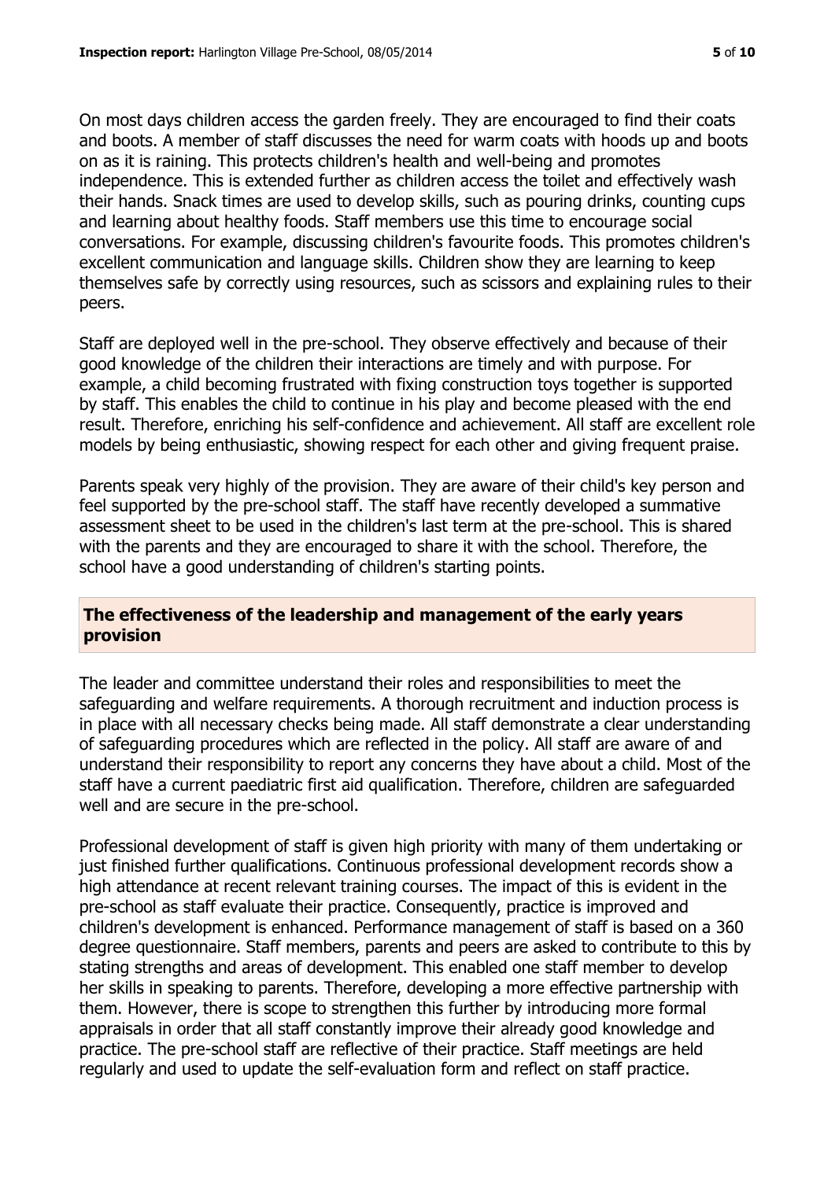On most days children access the garden freely. They are encouraged to find their coats and boots. A member of staff discusses the need for warm coats with hoods up and boots on as it is raining. This protects children's health and well-being and promotes independence. This is extended further as children access the toilet and effectively wash their hands. Snack times are used to develop skills, such as pouring drinks, counting cups and learning about healthy foods. Staff members use this time to encourage social conversations. For example, discussing children's favourite foods. This promotes children's excellent communication and language skills. Children show they are learning to keep themselves safe by correctly using resources, such as scissors and explaining rules to their peers.

Staff are deployed well in the pre-school. They observe effectively and because of their good knowledge of the children their interactions are timely and with purpose. For example, a child becoming frustrated with fixing construction toys together is supported by staff. This enables the child to continue in his play and become pleased with the end result. Therefore, enriching his self-confidence and achievement. All staff are excellent role models by being enthusiastic, showing respect for each other and giving frequent praise.

Parents speak very highly of the provision. They are aware of their child's key person and feel supported by the pre-school staff. The staff have recently developed a summative assessment sheet to be used in the children's last term at the pre-school. This is shared with the parents and they are encouraged to share it with the school. Therefore, the school have a good understanding of children's starting points.

## The effectiveness of the leadership and management of the early years provision

The leader and committee understand their roles and responsibilities to meet the safeguarding and welfare requirements. A thorough recruitment and induction process is in place with all necessary checks being made. All staff demonstrate a clear understanding of safeguarding procedures which are reflected in the policy. All staff are aware of and understand their responsibility to report any concerns they have about a child. Most of the staff have a current paediatric first aid qualification. Therefore, children are safeguarded well and are secure in the pre-school.

Professional development of staff is given high priority with many of them undertaking or just finished further qualifications. Continuous professional development records show a high attendance at recent relevant training courses. The impact of this is evident in the pre-school as staff evaluate their practice. Consequently, practice is improved and children's development is enhanced. Performance management of staff is based on a 360 degree questionnaire. Staff members, parents and peers are asked to contribute to this by stating strengths and areas of development. This enabled one staff member to develop her skills in speaking to parents. Therefore, developing a more effective partnership with them. However, there is scope to strengthen this further by introducing more formal appraisals in order that all staff constantly improve their already good knowledge and practice. The pre-school staff are reflective of their practice. Staff meetings are held regularly and used to update the self-evaluation form and reflect on staff practice.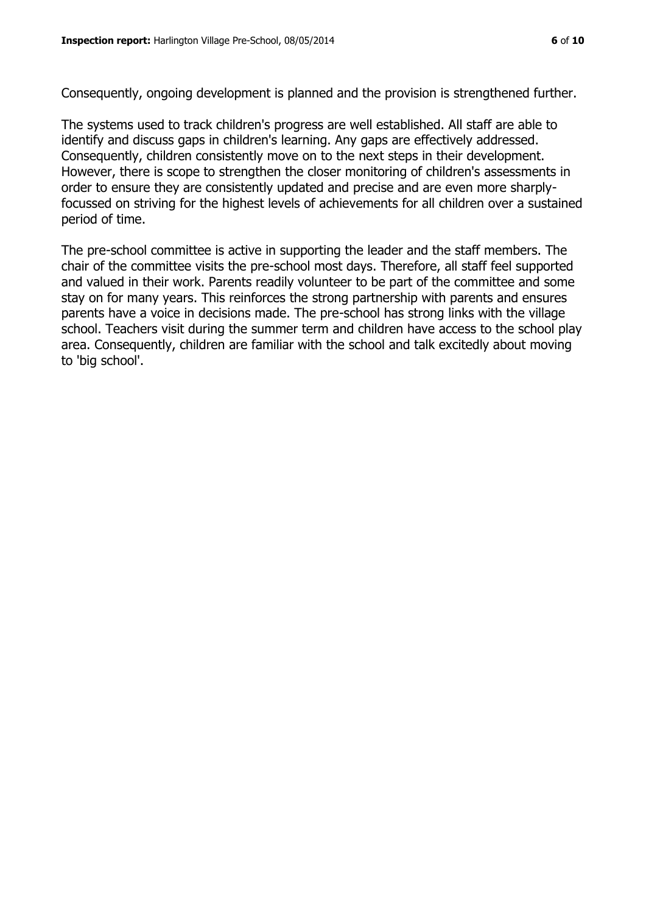Consequently, ongoing development is planned and the provision is strengthened further.

The systems used to track children's progress are well established. All staff are able to identify and discuss gaps in children's learning. Any gaps are effectively addressed. Consequently, children consistently move on to the next steps in their development. However, there is scope to strengthen the closer monitoring of children's assessments in order to ensure they are consistently updated and precise and are even more sharply-focussed on striving for the highest levels of achievements for all children over a sustained period of time.

The pre-school committee is active in supporting the leader and the staff members. The chair of the committee visits the pre-school most days. Therefore, all staff feel supported and valued in their work. Parents readily volunteer to be part of the committee and some stay on for many years. This reinforces the strong partnership with parents and ensures parents have a voice in decisions made. The pre-school has strong links with the village school. Teachers visit during the summer term and children have access to the school play area. Consequently, children are familiar with the school and talk excitedly about moving to 'big school'.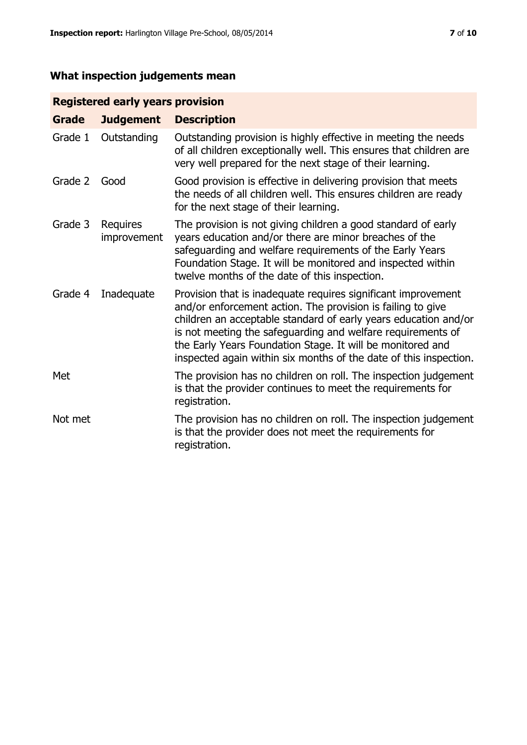## What inspection judgements mean

| Registered early years provision | | |
|---|---|---|
| **Grade** | **Judgement** | **Description** |
| Grade 1 | Outstanding | Outstanding provision is highly effective in meeting the needs of all children exceptionally well. This ensures that children are very well prepared for the next stage of their learning. |
| Grade 2 | Good | Good provision is effective in delivering provision that meets the needs of all children well. This ensures children are ready for the next stage of their learning. |
| Grade 3 | Requires improvement | The provision is not giving children a good standard of early years education and/or there are minor breaches of the safeguarding and welfare requirements of the Early Years Foundation Stage. It will be monitored and inspected within twelve months of the date of this inspection. |
| Grade 4 | Inadequate | Provision that is inadequate requires significant improvement and/or enforcement action. The provision is failing to give children an acceptable standard of early years education and/or is not meeting the safeguarding and welfare requirements of the Early Years Foundation Stage. It will be monitored and inspected again within six months of the date of this inspection. |
| Met | | The provision has no children on roll. The inspection judgement is that the provider continues to meet the requirements for registration. |
| Not met | | The provision has no children on roll. The inspection judgement is that the provider does not meet the requirements for registration. |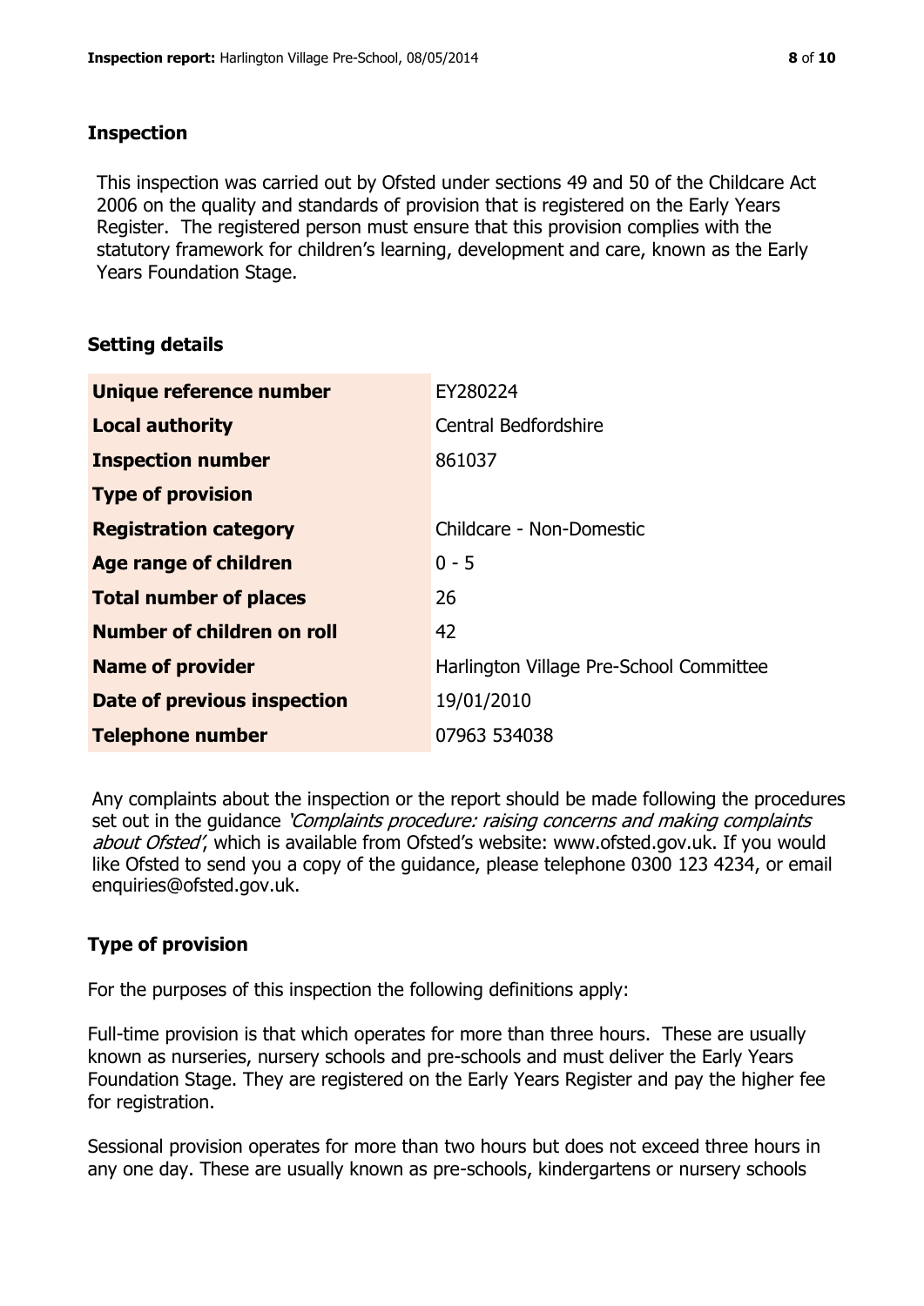## Inspection

This inspection was carried out by Ofsted under sections 49 and 50 of the Childcare Act 2006 on the quality and standards of provision that is registered on the Early Years Register. The registered person must ensure that this provision complies with the statutory framework for children's learning, development and care, known as the Early Years Foundation Stage.

## Setting details

| | |
|---|---|
| **Unique reference number** | EY280224 |
| **Local authority** | Central Bedfordshire |
| **Inspection number** | 861037 |
| **Type of provision** | |
| **Registration category** | Childcare - Non-Domestic |
| **Age range of children** | 0 - 5 |
| **Total number of places** | 26 |
| **Number of children on roll** | 42 |
| **Name of provider** | Harlington Village Pre-School Committee |
| **Date of previous inspection** | 19/01/2010 |
| **Telephone number** | 07963 534038 |

Any complaints about the inspection or the report should be made following the procedures set out in the guidance *'Complaints procedure: raising concerns and making complaints about Ofsted'*, which is available from Ofsted's website: www.ofsted.gov.uk. If you would like Ofsted to send you a copy of the guidance, please telephone 0300 123 4234, or email enquiries@ofsted.gov.uk.

## Type of provision

For the purposes of this inspection the following definitions apply:

Full-time provision is that which operates for more than three hours. These are usually known as nurseries, nursery schools and pre-schools and must deliver the Early Years Foundation Stage. They are registered on the Early Years Register and pay the higher fee for registration.

Sessional provision operates for more than two hours but does not exceed three hours in any one day. These are usually known as pre-schools, kindergartens or nursery schools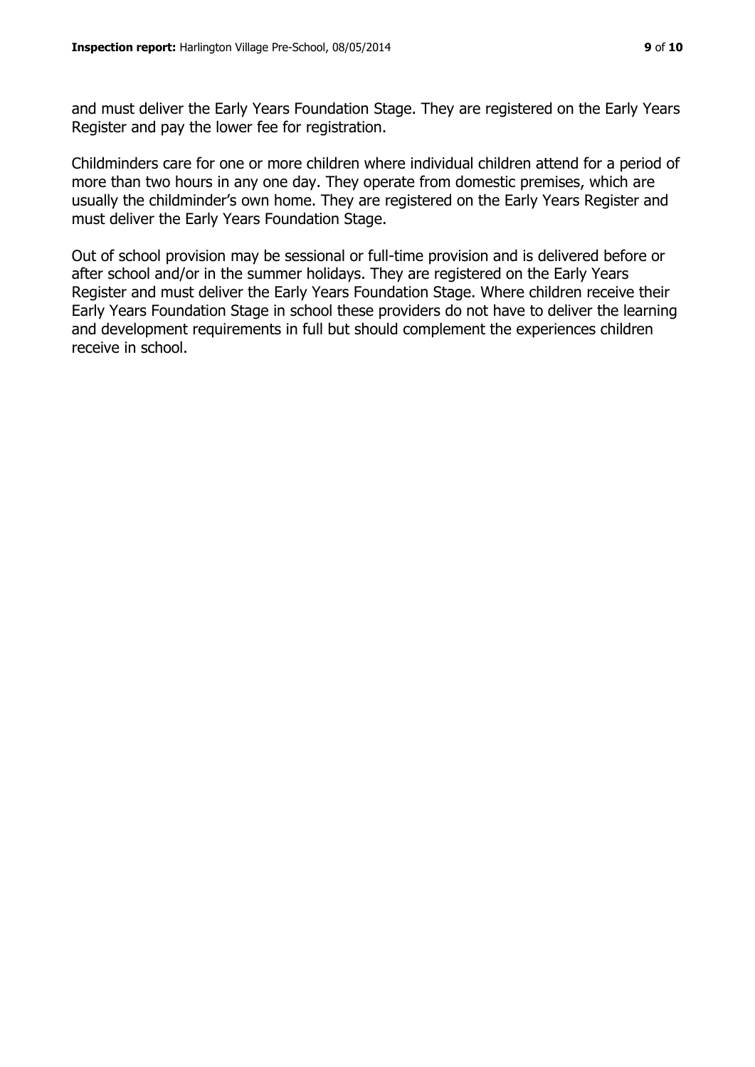and must deliver the Early Years Foundation Stage. They are registered on the Early Years Register and pay the lower fee for registration.

Childminders care for one or more children where individual children attend for a period of more than two hours in any one day. They operate from domestic premises, which are usually the childminder's own home. They are registered on the Early Years Register and must deliver the Early Years Foundation Stage.

Out of school provision may be sessional or full-time provision and is delivered before or after school and/or in the summer holidays. They are registered on the Early Years Register and must deliver the Early Years Foundation Stage. Where children receive their Early Years Foundation Stage in school these providers do not have to deliver the learning and development requirements in full but should complement the experiences children receive in school.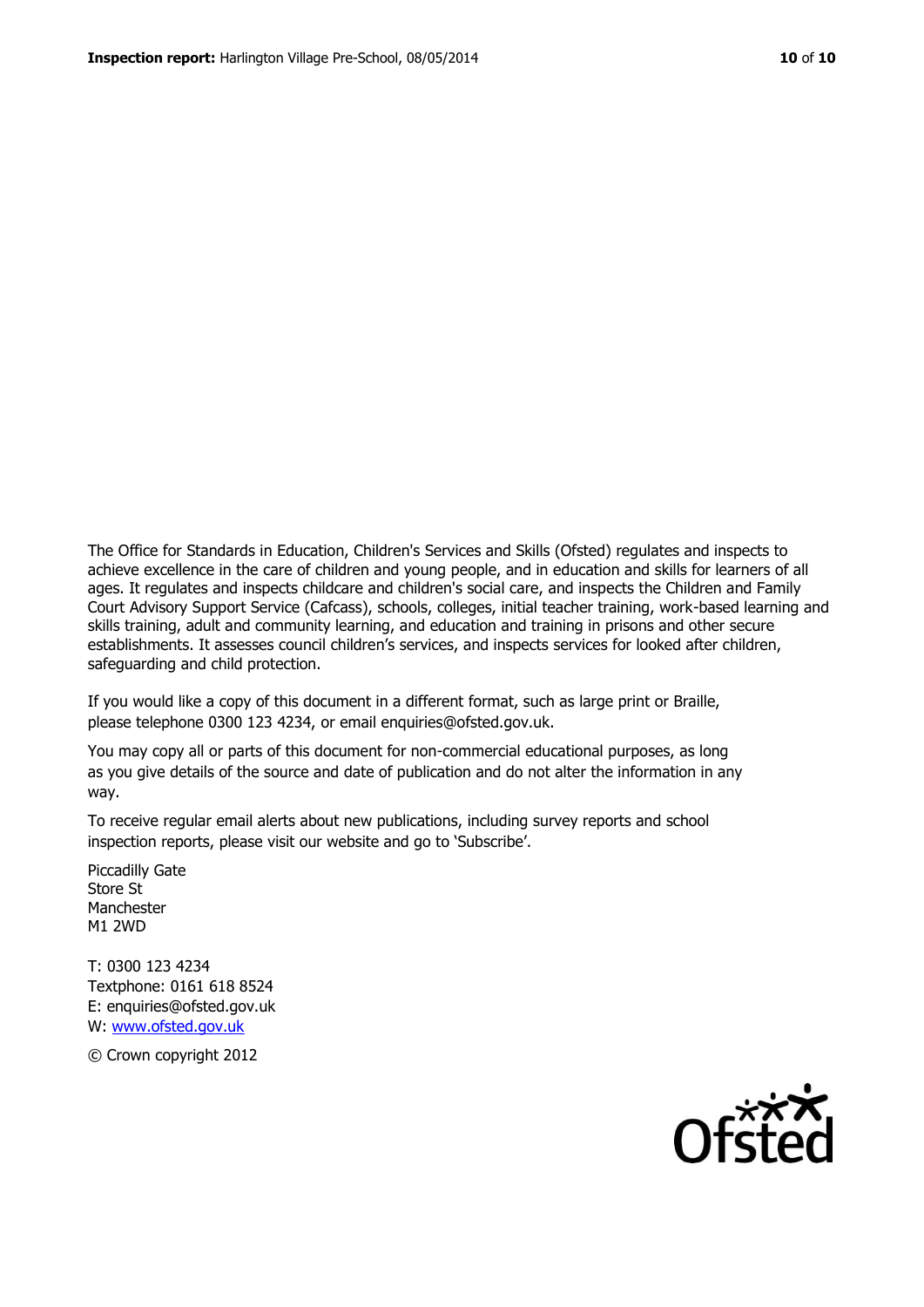The Office for Standards in Education, Children's Services and Skills (Ofsted) regulates and inspects to achieve excellence in the care of children and young people, and in education and skills for learners of all ages. It regulates and inspects childcare and children's social care, and inspects the Children and Family Court Advisory Support Service (Cafcass), schools, colleges, initial teacher training, work-based learning and skills training, adult and community learning, and education and training in prisons and other secure establishments. It assesses council children's services, and inspects services for looked after children, safeguarding and child protection.

If you would like a copy of this document in a different format, such as large print or Braille, please telephone 0300 123 4234, or email enquiries@ofsted.gov.uk.

You may copy all or parts of this document for non-commercial educational purposes, as long as you give details of the source and date of publication and do not alter the information in any way.

To receive regular email alerts about new publications, including survey reports and school inspection reports, please visit our website and go to 'Subscribe'.

Piccadilly Gate
Store St
Manchester
M1 2WD

T: 0300 123 4234
Textphone: 0161 618 8524
E: enquiries@ofsted.gov.uk
W: www.ofsted.gov.uk

© Crown copyright 2012

Ofsted